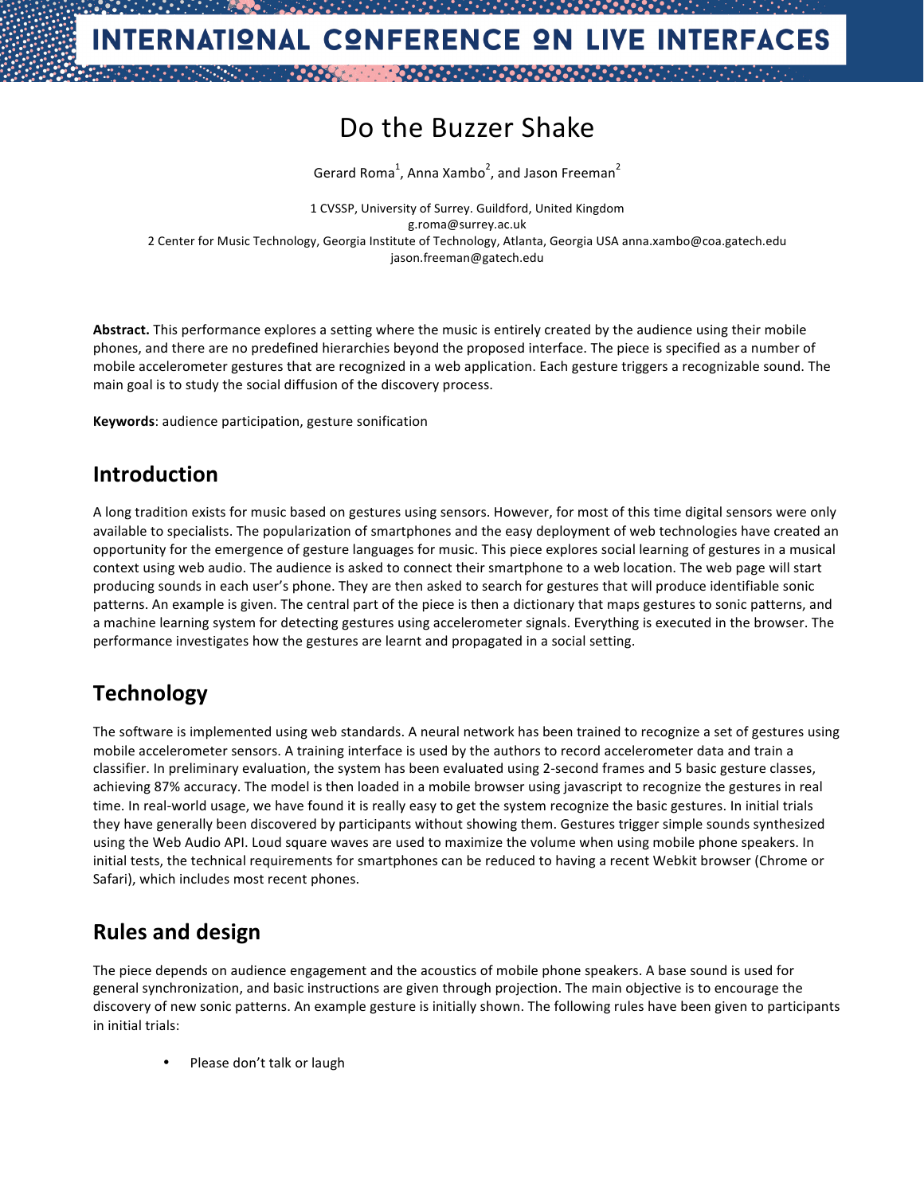# Do the Buzzer Shake

Gerard Roma[1], Anna Xambo[2], and Jason Freeman[2]

1 CVSSP, University of Surrey. Guildford, United Kingdom
g.roma@surrey.ac.uk
2 Center for Music Technology, Georgia Institute of Technology, Atlanta, Georgia USA anna.xambo@coa.gatech.edu
jason.freeman@gatech.edu

**Abstract.** This performance explores a setting where the music is entirely created by the audience using their mobile phones, and there are no predefined hierarchies beyond the proposed interface. The piece is specified as a number of mobile accelerometer gestures that are recognized in a web application. Each gesture triggers a recognizable sound. The main goal is to study the social diffusion of the discovery process.

**Keywords**: audience participation, gesture sonification

## Introduction

A long tradition exists for music based on gestures using sensors. However, for most of this time digital sensors were only available to specialists. The popularization of smartphones and the easy deployment of web technologies have created an opportunity for the emergence of gesture languages for music. This piece explores social learning of gestures in a musical context using web audio. The audience is asked to connect their smartphone to a web location. The web page will start producing sounds in each user's phone. They are then asked to search for gestures that will produce identifiable sonic patterns. An example is given. The central part of the piece is then a dictionary that maps gestures to sonic patterns, and a machine learning system for detecting gestures using accelerometer signals. Everything is executed in the browser. The performance investigates how the gestures are learnt and propagated in a social setting.

## Technology

The software is implemented using web standards. A neural network has been trained to recognize a set of gestures using mobile accelerometer sensors. A training interface is used by the authors to record accelerometer data and train a classifier. In preliminary evaluation, the system has been evaluated using 2-second frames and 5 basic gesture classes, achieving 87% accuracy. The model is then loaded in a mobile browser using javascript to recognize the gestures in real time. In real-world usage, we have found it is really easy to get the system recognize the basic gestures. In initial trials they have generally been discovered by participants without showing them. Gestures trigger simple sounds synthesized using the Web Audio API. Loud square waves are used to maximize the volume when using mobile phone speakers. In initial tests, the technical requirements for smartphones can be reduced to having a recent Webkit browser (Chrome or Safari), which includes most recent phones.

## Rules and design

The piece depends on audience engagement and the acoustics of mobile phone speakers. A base sound is used for general synchronization, and basic instructions are given through projection. The main objective is to encourage the discovery of new sonic patterns. An example gesture is initially shown. The following rules have been given to participants in initial trials:

- Please don't talk or laugh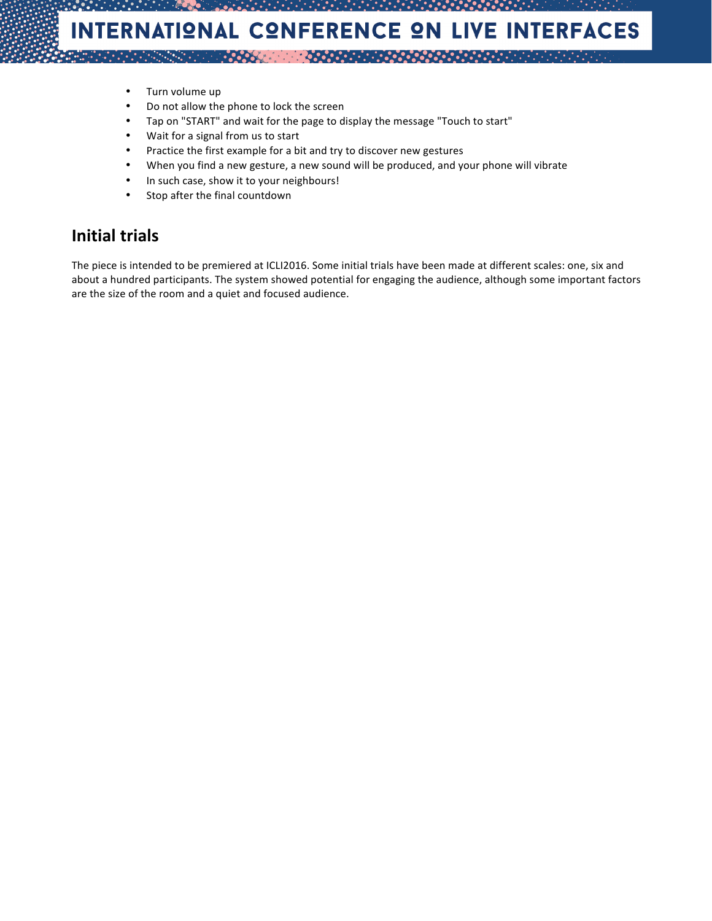- Turn volume up
- Do not allow the phone to lock the screen
- Tap on "START" and wait for the page to display the message "Touch to start"
- Wait for a signal from us to start
- Practice the first example for a bit and try to discover new gestures
- When you find a new gesture, a new sound will be produced, and your phone will vibrate
- In such case, show it to your neighbours!
- Stop after the final countdown

## Initial trials

The piece is intended to be premiered at ICLI2016. Some initial trials have been made at different scales: one, six and about a hundred participants. The system showed potential for engaging the audience, although some important factors are the size of the room and a quiet and focused audience.